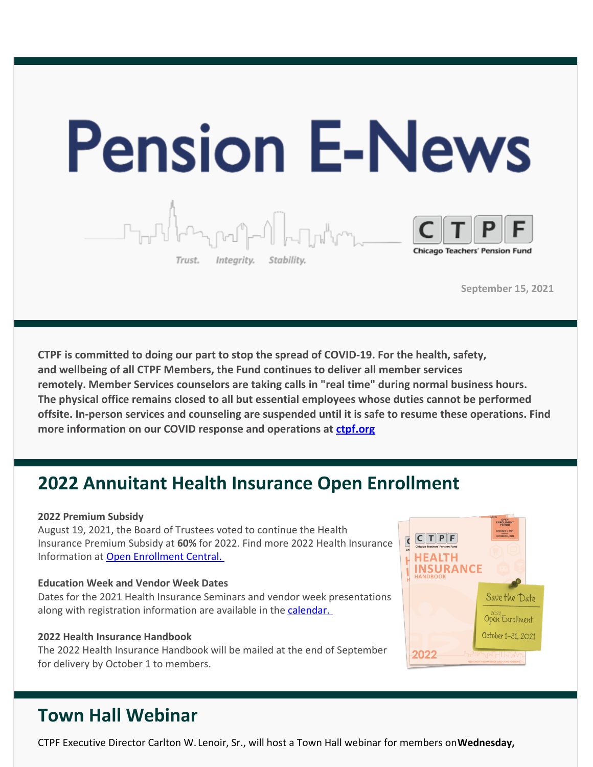# Pension E-News

Trust. Integrity. Stability.

CTPF Chicago Teachers' Pension Fund

September 15, 2021

**CTPF is committed to doing our part to stop the spread of COVID-19. For the health, safety, and wellbeing of all CTPF Members, the Fund continues to deliver all member services remotely. Member Services counselors are taking calls in "real time" during normal business hours. The physical office remains closed to all but essential employees whose duties cannot be performed offsite. In-person services and counseling are suspended until it is safe to resume these operations. Find more information on our COVID response and operations at [ctpf.org](ctpf.org)**

## 2022 Annuitant Health Insurance Open Enrollment

**2022 Premium Subsidy**
August 19, 2021, the Board of Trustees voted to continue the Health Insurance Premium Subsidy at **60%** for 2022. Find more 2022 Health Insurance Information at Open Enrollment Central.

**Education Week and Vendor Week Dates**
Dates for the 2021 Health Insurance Seminars and vendor week presentations along with registration information are available in the calendar.

**2022 Health Insurance Handbook**
The 2022 Health Insurance Handbook will be mailed at the end of September for delivery by October 1 to members.

## Town Hall Webinar

CTPF Executive Director Carlton W. Lenoir, Sr., will host a Town Hall webinar for members on **Wednesday,**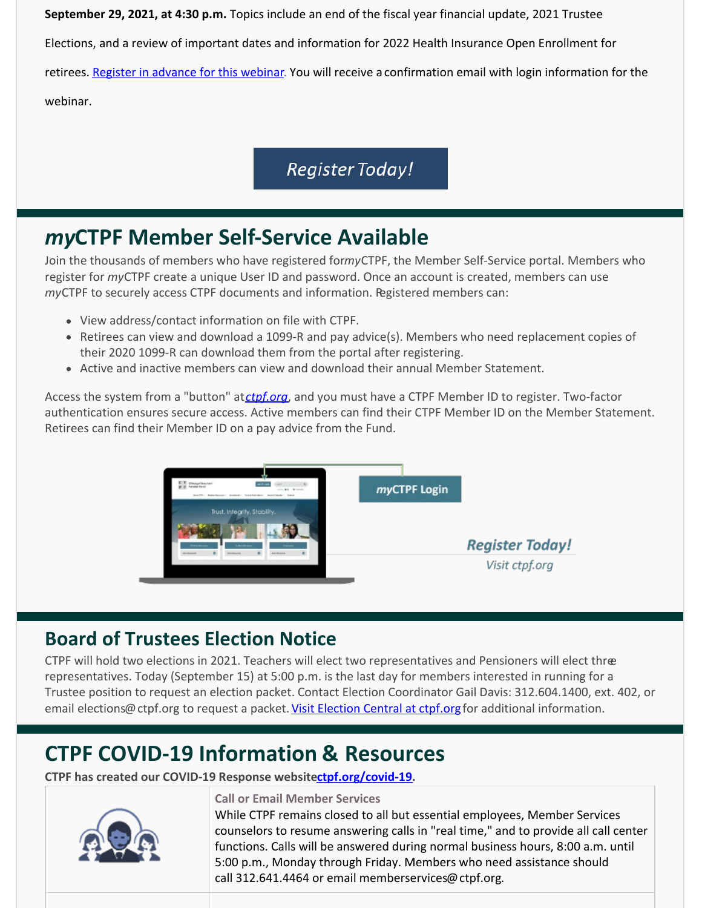**September 29, 2021, at 4:30 p.m.** Topics include an end of the fiscal year financial update, 2021 Trustee Elections, and a review of important dates and information for 2022 Health Insurance Open Enrollment for retirees. [Register in advance for this webinar](). You will receive a confirmation email with login information for the webinar.

Register Today!

## *my*CTPF Member Self-Service Available

Join the thousands of members who have registered for *my*CTPF, the Member Self-Service portal. Members who register for *my*CTPF create a unique User ID and password. Once an account is created, members can use *my*CTPF to securely access CTPF documents and information. Registered members can:

- View address/contact information on file with CTPF.
- Retirees can view and download a 1099-R and pay advice(s). Members who need replacement copies of their 2020 1099-R can download them from the portal after registering.
- Active and inactive members can view and download their annual Member Statement.

Access the system from a "button" at *ctpf.org*, and you must have a CTPF Member ID to register. Two-factor authentication ensures secure access. Active members can find their CTPF Member ID on the Member Statement. Retirees can find their Member ID on a pay advice from the Fund.

*my*CTPF Login

*Register Today!*
*Visit ctpf.org*

## Board of Trustees Election Notice

CTPF will hold two elections in 2021. Teachers will elect two representatives and Pensioners will elect three representatives. Today (September 15) at 5:00 p.m. is the last day for members interested in running for a Trustee position to request an election packet. Contact Election Coordinator Gail Davis: 312.604.1400, ext. 402, or email elections@ctpf.org to request a packet. [Visit Election Central at ctpf.org]() for additional information.

## CTPF COVID-19 Information & Resources

**CTPF has created our COVID-19 Response website ctpf.org/covid-19.**

**Call or Email Member Services**

While CTPF remains closed to all but essential employees, Member Services counselors to resume answering calls in "real time," and to provide all call center functions. Calls will be answered during normal business hours, 8:00 a.m. until 5:00 p.m., Monday through Friday. Members who need assistance should call 312.641.4464 or email memberservices@ctpf.org.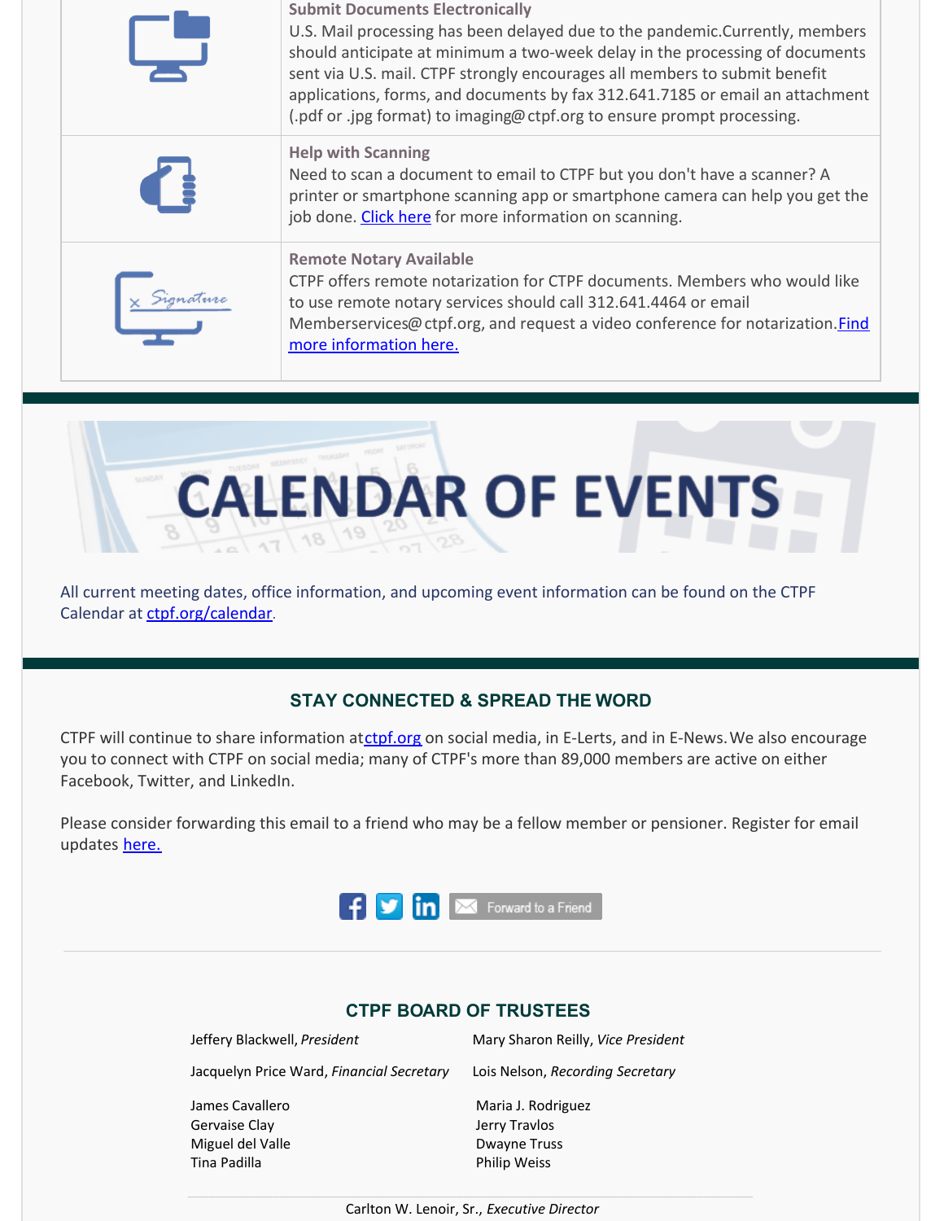**Submit Documents Electronically**
U.S. Mail processing has been delayed due to the pandemic.Currently, members should anticipate at minimum a two-week delay in the processing of documents sent via U.S. mail. CTPF strongly encourages all members to submit benefit applications, forms, and documents by fax 312.641.7185 or email an attachment (.pdf or .jpg format) to imaging@ctpf.org to ensure prompt processing.

**Help with Scanning**
Need to scan a document to email to CTPF but you don't have a scanner? A printer or smartphone scanning app or smartphone camera can help you get the job done. Click here for more information on scanning.

**Remote Notary Available**
CTPF offers remote notarization for CTPF documents. Members who would like to use remote notary services should call 312.641.4464 or email Memberservices@ctpf.org, and request a video conference for notarization. Find more information here.

# CALENDAR OF EVENTS

All current meeting dates, office information, and upcoming event information can be found on the CTPF Calendar at ctpf.org/calendar.

## STAY CONNECTED & SPREAD THE WORD

CTPF will continue to share information at ctpf.org on social media, in E-Lerts, and in E-News. We also encourage you to connect with CTPF on social media; many of CTPF's more than 89,000 members are active on either Facebook, Twitter, and LinkedIn.

Please consider forwarding this email to a friend who may be a fellow member or pensioner. Register for email updates here.

Forward to a Friend

## CTPF BOARD OF TRUSTEES

Jeffery Blackwell, *President*
Mary Sharon Reilly, *Vice President*
Jacquelyn Price Ward, *Financial Secretary*
Lois Nelson, *Recording Secretary*

James Cavallero
Gervaise Clay
Miguel del Valle
Tina Padilla
Maria J. Rodriguez
Jerry Travlos
Dwayne Truss
Philip Weiss

Carlton W. Lenoir, Sr., *Executive Director*